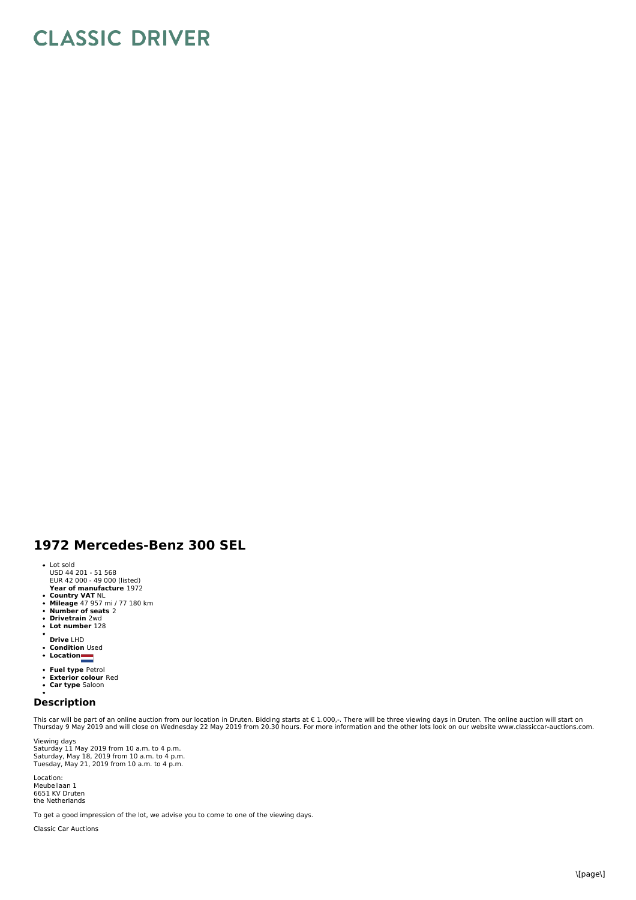# CLASSIC DRIVER

## 1972 Mercedes-Benz 300 SEL

- Lot sold
  USD 44 201 - 51 568
  EUR 42 000 - 49 000 (listed)
  **Year of manufacture** 1972
- **Country VAT** NL
- **Mileage** 47 957 mi / 77 180 km
- **Number of seats** 2
- **Drivetrain** 2wd
- **Lot number** 128
- **Drive** LHD
- **Condition** Used
- **Location**
- **Fuel type** Petrol
- **Exterior colour** Red
- **Car type** Saloon

## Description

This car will be part of an online auction from our location in Druten. Bidding starts at € 1.000,-. There will be three viewing days in Druten. The online auction will start on Thursday 9 May 2019 and will close on Wednesday 22 May 2019 from 20.30 hours. For more information and the other lots look on our website www.classiccar-auctions.com.

Viewing days
Saturday 11 May 2019 from 10 a.m. to 4 p.m.
Saturday, May 18, 2019 from 10 a.m. to 4 p.m.
Tuesday, May 21, 2019 from 10 a.m. to 4 p.m.

Location:
Meubellaan 1
6651 KV Druten
the Netherlands

To get a good impression of the lot, we advise you to come to one of the viewing days.

Classic Car Auctions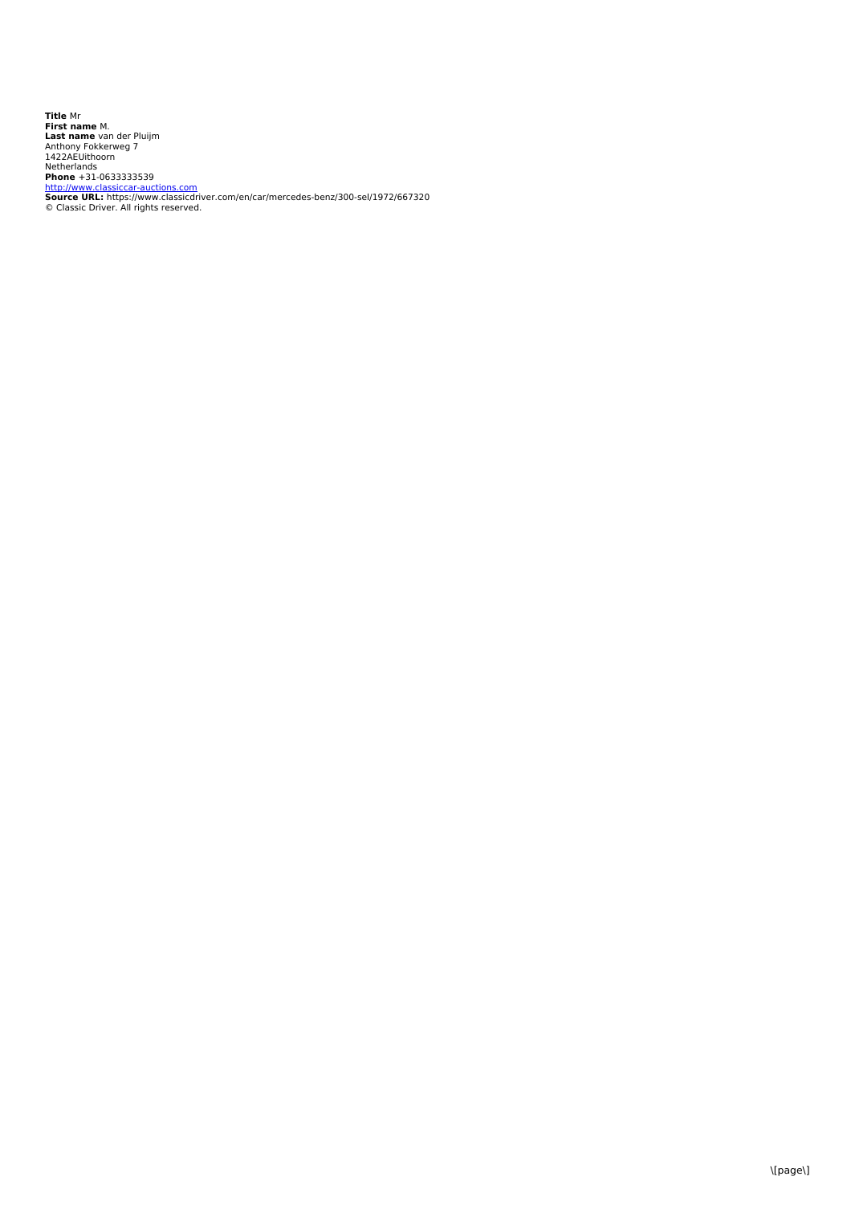**Title** Mr
**First name** M.
**Last name** van der Pluijm
Anthony Fokkerweg 7
1422AEUithoorn
Netherlands
**Phone** +31-0633333539
[http://www.classiccar-auctions.com](http://www.classiccar-auctions.com)
**Source URL:** https://www.classicdriver.com/en/car/mercedes-benz/300-sel/1972/667320
© Classic Driver. All rights reserved.